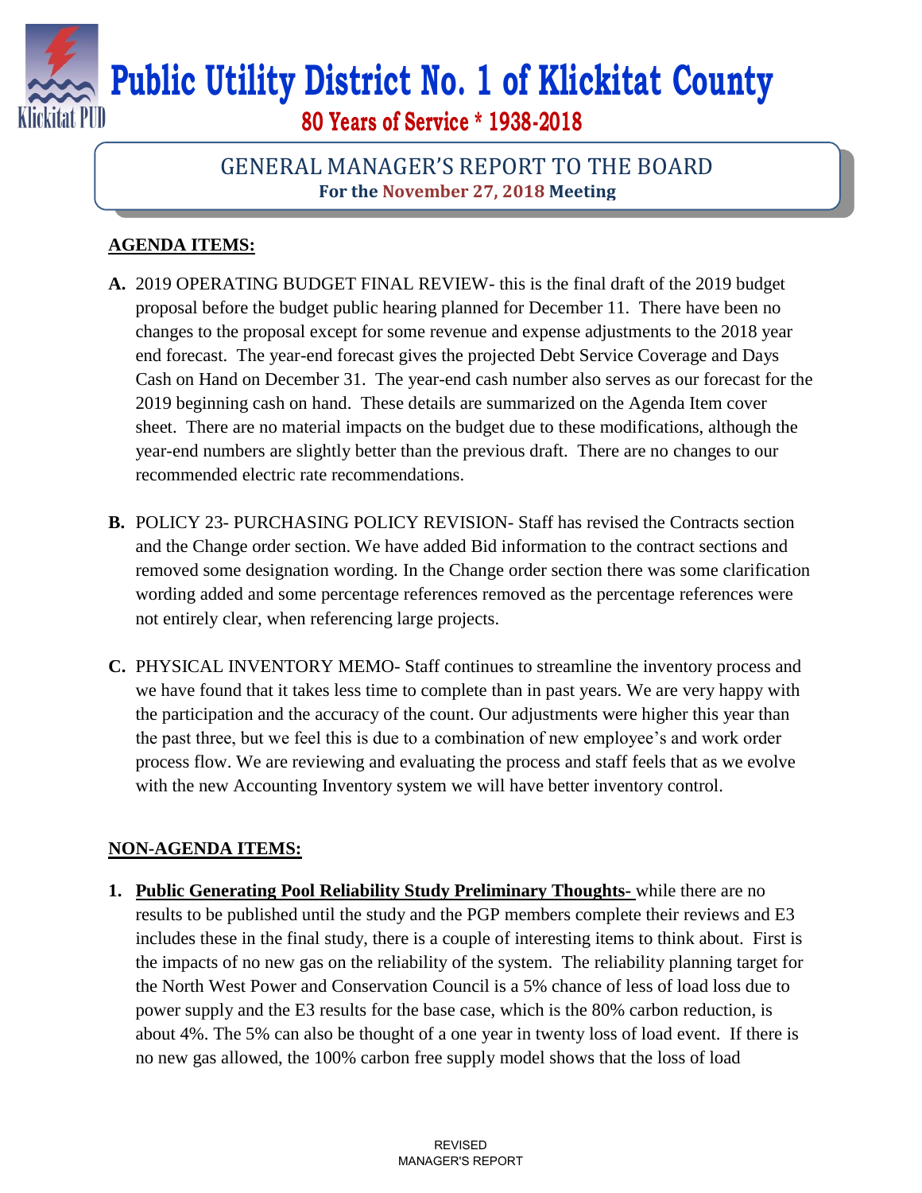# Public Utility District No. 1 of Klickitat County

**80 Years of Service * 1938-2018**

## GENERAL MANAGER'S REPORT TO THE BOARD

**For the November 27, 2018 Meeting**

### AGENDA ITEMS:

**A.** 2019 OPERATING BUDGET FINAL REVIEW- this is the final draft of the 2019 budget proposal before the budget public hearing planned for December 11. There have been no changes to the proposal except for some revenue and expense adjustments to the 2018 year end forecast. The year-end forecast gives the projected Debt Service Coverage and Days Cash on Hand on December 31. The year-end cash number also serves as our forecast for the 2019 beginning cash on hand. These details are summarized on the Agenda Item cover sheet. There are no material impacts on the budget due to these modifications, although the year-end numbers are slightly better than the previous draft. There are no changes to our recommended electric rate recommendations.

**B.** POLICY 23- PURCHASING POLICY REVISION- Staff has revised the Contracts section and the Change order section. We have added Bid information to the contract sections and removed some designation wording. In the Change order section there was some clarification wording added and some percentage references removed as the percentage references were not entirely clear, when referencing large projects.

**C.** PHYSICAL INVENTORY MEMO- Staff continues to streamline the inventory process and we have found that it takes less time to complete than in past years. We are very happy with the participation and the accuracy of the count. Our adjustments were higher this year than the past three, but we feel this is due to a combination of new employee's and work order process flow. We are reviewing and evaluating the process and staff feels that as we evolve with the new Accounting Inventory system we will have better inventory control.

### NON-AGENDA ITEMS:

**1.** **Public Generating Pool Reliability Study Preliminary Thoughts-** while there are no results to be published until the study and the PGP members complete their reviews and E3 includes these in the final study, there is a couple of interesting items to think about. First is the impacts of no new gas on the reliability of the system. The reliability planning target for the North West Power and Conservation Council is a 5% chance of less of load loss due to power supply and the E3 results for the base case, which is the 80% carbon reduction, is about 4%. The 5% can also be thought of a one year in twenty loss of load event. If there is no new gas allowed, the 100% carbon free supply model shows that the loss of load

REVISED
MANAGER'S REPORT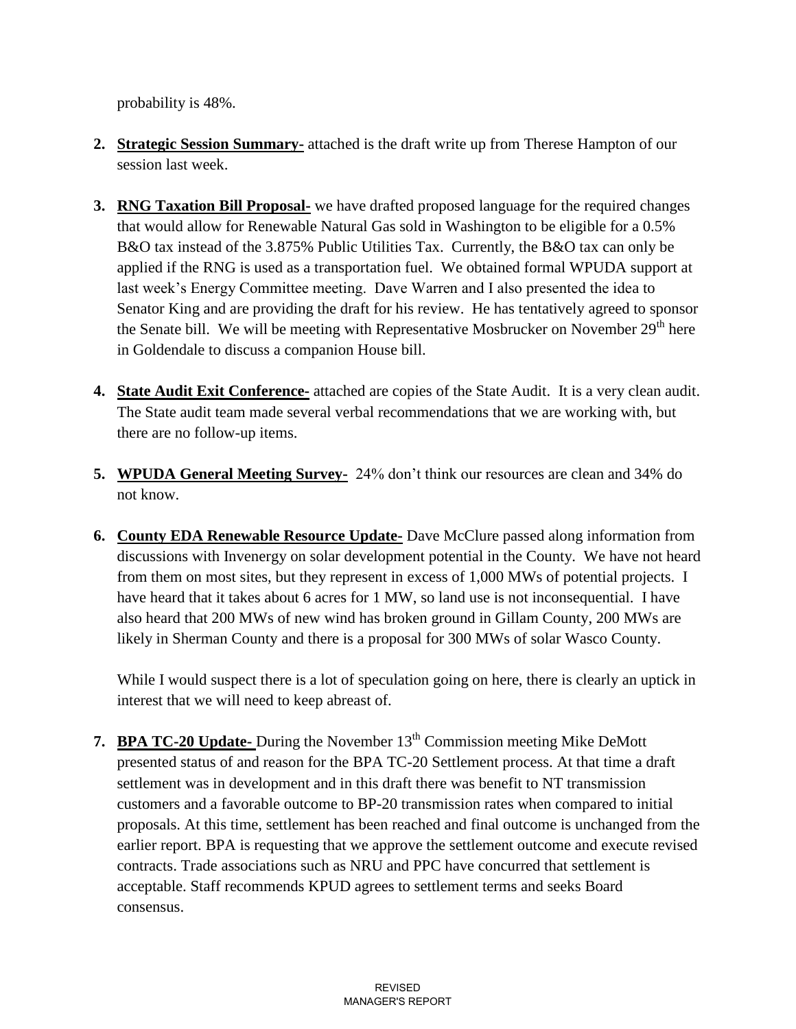probability is 48%.

2. **Strategic Session Summary-** attached is the draft write up from Therese Hampton of our session last week.

3. **RNG Taxation Bill Proposal-** we have drafted proposed language for the required changes that would allow for Renewable Natural Gas sold in Washington to be eligible for a 0.5% B&O tax instead of the 3.875% Public Utilities Tax. Currently, the B&O tax can only be applied if the RNG is used as a transportation fuel. We obtained formal WPUDA support at last week's Energy Committee meeting. Dave Warren and I also presented the idea to Senator King and are providing the draft for his review. He has tentatively agreed to sponsor the Senate bill. We will be meeting with Representative Mosbrucker on November 29th here in Goldendale to discuss a companion House bill.

4. **State Audit Exit Conference-** attached are copies of the State Audit. It is a very clean audit. The State audit team made several verbal recommendations that we are working with, but there are no follow-up items.

5. **WPUDA General Meeting Survey-** 24% don't think our resources are clean and 34% do not know.

6. **County EDA Renewable Resource Update-** Dave McClure passed along information from discussions with Invenergy on solar development potential in the County. We have not heard from them on most sites, but they represent in excess of 1,000 MWs of potential projects. I have heard that it takes about 6 acres for 1 MW, so land use is not inconsequential. I have also heard that 200 MWs of new wind has broken ground in Gillam County, 200 MWs are likely in Sherman County and there is a proposal for 300 MWs of solar Wasco County.

   While I would suspect there is a lot of speculation going on here, there is clearly an uptick in interest that we will need to keep abreast of.

7. **BPA TC-20 Update-** During the November 13th Commission meeting Mike DeMott presented status of and reason for the BPA TC-20 Settlement process. At that time a draft settlement was in development and in this draft there was benefit to NT transmission customers and a favorable outcome to BP-20 transmission rates when compared to initial proposals. At this time, settlement has been reached and final outcome is unchanged from the earlier report. BPA is requesting that we approve the settlement outcome and execute revised contracts. Trade associations such as NRU and PPC have concurred that settlement is acceptable. Staff recommends KPUD agrees to settlement terms and seeks Board consensus.